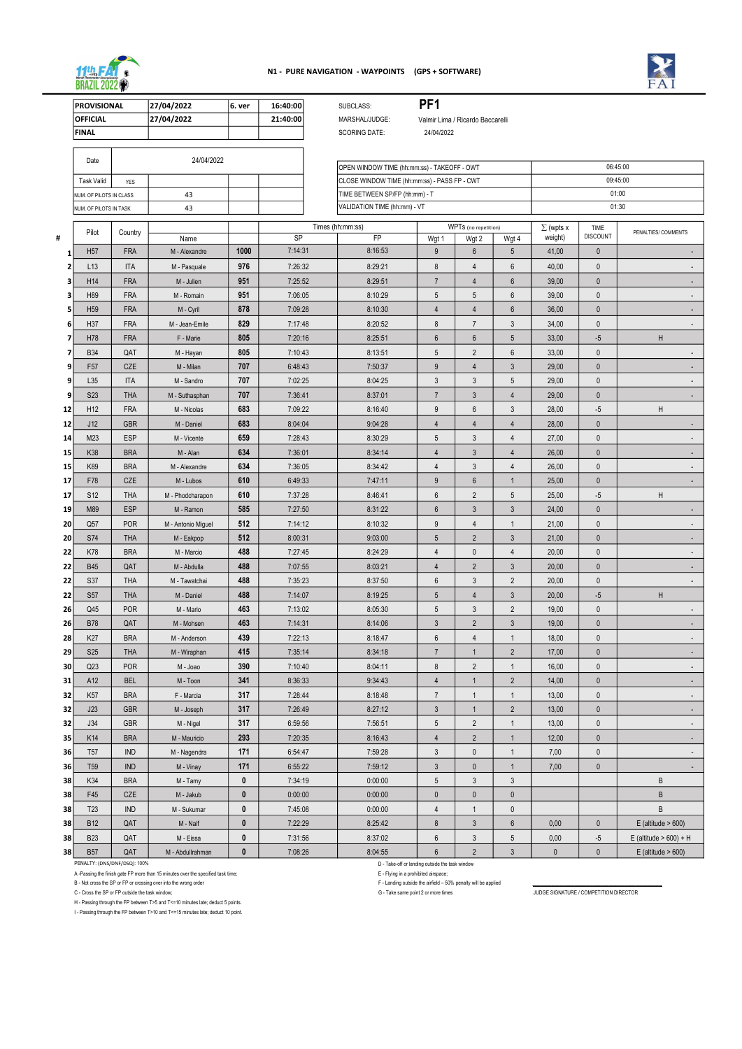**N1 - PURE NAVIGATION - WAYPOINTS (GPS + SOFTWARE)**

| | | | |
|---|---|---|---|
| PROVISIONAL | 27/04/2022 | 6. ver | 16:40:00 |
| OFFICIAL | 27/04/2022 | | 21:40:00 |
| FINAL | | | |

SUBCLASS: **PF1**

MARSHAL/JUDGE: Valmir Lima / Ricardo Baccarelli

SCORING DATE: 24/04/2022

| | | | |
|---|---|---|---|
| Date | 24/04/2022 | | |
| Task Valid | YES | | |
| NUM. OF PILOTS IN CLASS | 43 | | |
| NUM. OF PILOTS IN TASK | 43 | | |

| | |
|---|---|
| OPEN WINDOW TIME (hh:mm:ss) - TAKEOFF - OWT | 06:45:00 |
| CLOSE WINDOW TIME (hh:mm:ss) - PASS FP - CWT | 09:45:00 |
| TIME BETWEEN SP/FP (hh:mm) - T | 01:00 |
| VALIDATION TIME (hh:mm) - VT | 01:30 |

| # | Pilot | Country | Name | | Times (hh:mm:ss) SP | FP | WPTs (no repetition) Wgt 1 | Wgt 2 | Wgt 4 | ∑ (wpts x weight) | TIME DISCOUNT | PENALTIES/ COMMENTS |
|---|---|---|---|---|---|---|---|---|---|---|---|---|
| 1 | H57 | FRA | M - Alexandre | 1000 | 7:14:31 | 8:16:53 | 9 | 6 | 5 | 41,00 | 0 | - |
| 2 | L13 | ITA | M - Pasquale | 976 | 7:26:32 | 8:29:21 | 8 | 4 | 6 | 40,00 | 0 | - |
| 3 | H14 | FRA | M - Julien | 951 | 7:25:52 | 8:29:51 | 7 | 4 | 6 | 39,00 | 0 | - |
| 3 | H89 | FRA | M - Romain | 951 | 7:06:05 | 8:10:29 | 5 | 5 | 6 | 39,00 | 0 | - |
| 5 | H59 | FRA | M - Cyril | 878 | 7:09:28 | 8:10:30 | 4 | 4 | 6 | 36,00 | 0 | - |
| 6 | H37 | FRA | M - Jean-Emile | 829 | 7:17:48 | 8:20:52 | 8 | 7 | 3 | 34,00 | 0 | - |
| 7 | H78 | FRA | F - Marie | 805 | 7:20:16 | 8:25:51 | 6 | 6 | 5 | 33,00 | -5 | H |
| 7 | B34 | QAT | M - Hayan | 805 | 7:10:43 | 8:13:51 | 5 | 2 | 6 | 33,00 | 0 | - |
| 9 | F57 | CZE | M - Milan | 707 | 6:48:43 | 7:50:37 | 9 | 4 | 3 | 29,00 | 0 | - |
| 9 | L35 | ITA | M - Sandro | 707 | 7:02:25 | 8:04:25 | 3 | 3 | 5 | 29,00 | 0 | - |
| 9 | S23 | THA | M - Suthasphan | 707 | 7:36:41 | 8:37:01 | 7 | 3 | 4 | 29,00 | 0 | - |
| 12 | H12 | FRA | M - Nicolas | 683 | 7:09:22 | 8:16:40 | 9 | 6 | 3 | 28,00 | -5 | H |
| 12 | J12 | GBR | M - Daniel | 683 | 8:04:04 | 9:04:28 | 4 | 4 | 4 | 28,00 | 0 | - |
| 14 | M23 | ESP | M - Vicente | 659 | 7:28:43 | 8:30:29 | 5 | 3 | 4 | 27,00 | 0 | - |
| 15 | K38 | BRA | M - Alan | 634 | 7:36:01 | 8:34:14 | 4 | 3 | 4 | 26,00 | 0 | - |
| 15 | K89 | BRA | M - Alexandre | 634 | 7:36:05 | 8:34:42 | 4 | 3 | 4 | 26,00 | 0 | - |
| 17 | F78 | CZE | M - Lubos | 610 | 6:49:33 | 7:47:11 | 9 | 6 | 1 | 25,00 | 0 | - |
| 17 | S12 | THA | M - Phodcharapon | 610 | 7:37:28 | 8:46:41 | 6 | 2 | 5 | 25,00 | -5 | H |
| 19 | M89 | ESP | M - Ramon | 585 | 7:27:50 | 8:31:22 | 6 | 3 | 3 | 24,00 | 0 | - |
| 20 | Q57 | POR | M - Antonio Miguel | 512 | 7:14:12 | 8:10:32 | 9 | 4 | 1 | 21,00 | 0 | - |
| 20 | S74 | THA | M - Eakpop | 512 | 8:00:31 | 9:03:00 | 5 | 2 | 3 | 21,00 | 0 | - |
| 22 | K78 | BRA | M - Marcio | 488 | 7:27:45 | 8:24:29 | 4 | 0 | 4 | 20,00 | 0 | - |
| 22 | B45 | QAT | M - Abdulla | 488 | 7:07:55 | 8:03:21 | 4 | 2 | 3 | 20,00 | 0 | - |
| 22 | S37 | THA | M - Tawatchai | 488 | 7:35:23 | 8:37:50 | 6 | 3 | 2 | 20,00 | 0 | - |
| 22 | S57 | THA | M - Daniel | 488 | 7:14:07 | 8:19:25 | 5 | 4 | 3 | 20,00 | -5 | H |
| 26 | Q45 | POR | M - Mario | 463 | 7:13:02 | 8:05:30 | 5 | 3 | 2 | 19,00 | 0 | - |
| 26 | B78 | QAT | M - Mohsen | 463 | 7:14:31 | 8:14:06 | 3 | 2 | 3 | 19,00 | 0 | - |
| 28 | K27 | BRA | M - Anderson | 439 | 7:22:13 | 8:18:47 | 6 | 4 | 1 | 18,00 | 0 | - |
| 29 | S25 | THA | M - Wiraphan | 415 | 7:35:14 | 8:34:18 | 7 | 1 | 2 | 17,00 | 0 | - |
| 30 | Q23 | POR | M - Joao | 390 | 7:10:40 | 8:04:11 | 8 | 2 | 1 | 16,00 | 0 | - |
| 31 | A12 | BEL | M - Toon | 341 | 8:36:33 | 9:34:43 | 4 | 1 | 2 | 14,00 | 0 | - |
| 32 | K57 | BRA | F - Marcia | 317 | 7:28:44 | 8:18:48 | 7 | 1 | 1 | 13,00 | 0 | - |
| 32 | J23 | GBR | M - Joseph | 317 | 7:26:49 | 8:27:12 | 3 | 1 | 2 | 13,00 | 0 | - |
| 32 | J34 | GBR | M - Nigel | 317 | 6:59:56 | 7:56:51 | 5 | 2 | 1 | 13,00 | 0 | - |
| 35 | K14 | BRA | M - Mauricio | 293 | 7:20:35 | 8:16:43 | 4 | 2 | 1 | 12,00 | 0 | - |
| 36 | T57 | IND | M - Nagendra | 171 | 6:54:47 | 7:59:28 | 3 | 0 | 1 | 7,00 | 0 | - |
| 36 | T59 | IND | M - Vinay | 171 | 6:55:22 | 7:59:12 | 3 | 0 | 1 | 7,00 | 0 | - |
| 38 | K34 | BRA | M - Tamy | 0 | 7:34:19 | 0:00:00 | 5 | 3 | 3 | | | B |
| 38 | F45 | CZE | M - Jakub | 0 | 0:00:00 | 0:00:00 | 0 | 0 | 0 | | | B |
| 38 | T23 | IND | M - Sukumar | 0 | 7:45:08 | 0:00:00 | 4 | 1 | 0 | | | B |
| 38 | B12 | QAT | M - Naif | 0 | 7:22:29 | 8:25:42 | 8 | 3 | 6 | 0,00 | 0 | E (altitude > 600) |
| 38 | B23 | QAT | M - Eissa | 0 | 7:31:56 | 8:37:02 | 6 | 3 | 5 | 0,00 | -5 | E (altitude > 600) + H |
| 38 | B57 | QAT | M - Abdullrahman | 0 | 7:08:26 | 8:04:55 | 6 | 2 | 3 | 0 | 0 | E (altitude > 600) |

PENALTY: (DNS/DNF/DSQ): 100%

A -Passing the finish gate FP more than 15 minutes over the specified task time;

B - Not cross the SP or FP or crossing over into the wrong order

C - Cross the SP or FP outside the task window;

H - Passing through the FP between T>5 and T<=10 minutes late; deduct 5 points.

I - Passing through the FP between T>10 and T<=15 minutes late; deduct 10 point.

D - Take-off or landing outside the task window

E - Flying in a prohibited airspace;

F - Landing outside the airfield – 50% penalty will be applied

G - Take same point 2 or more times

JUDGE SIGNATURE / COMPETITION DIRECTOR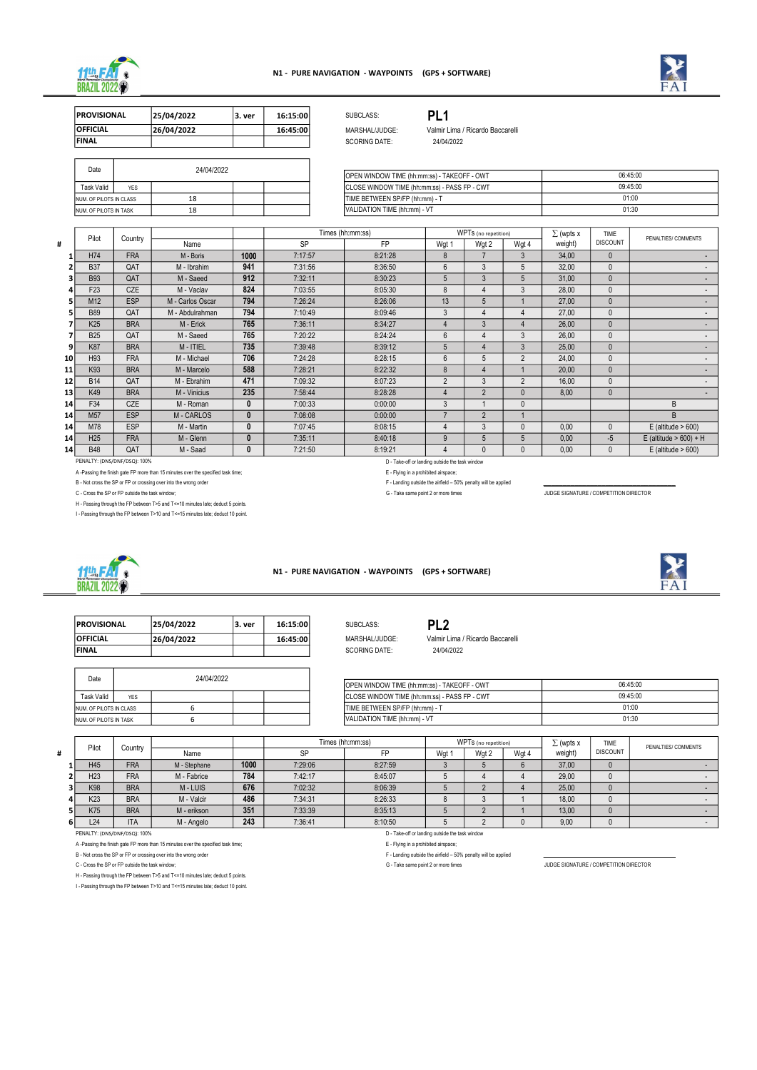## N1 - PURE NAVIGATION - WAYPOINTS (GPS + SOFTWARE)

| | | | |
|---|---|---|---|
| PROVISIONAL | 25/04/2022 | 3. ver | 16:15:00 |
| OFFICIAL | 26/04/2022 | | 16:45:00 |
| FINAL | | | |

SUBCLASS: **PL1**

MARSHAL/JUDGE: Valmir Lima / Ricardo Baccarelli

SCORING DATE: 24/04/2022

| | | | |
|---|---|---|---|
| Date | 24/04/2022 | | |
| Task Valid | YES | | |
| NUM. OF PILOTS IN CLASS | 18 | | |
| NUM. OF PILOTS IN TASK | 18 | | |

| | |
|---|---|
| OPEN WINDOW TIME (hh:mm:ss) - TAKEOFF - OWT | 06:45:00 |
| CLOSE WINDOW TIME (hh:mm:ss) - PASS FP - CWT | 09:45:00 |
| TIME BETWEEN SP/FP (hh:mm) - T | 01:00 |
| VALIDATION TIME (hh:mm) - VT | 01:30 |

| # | Pilot | Country | Name | | Times (hh:mm:ss) SP | FP | WPTs (no repetition) Wgt 1 | Wgt 2 | Wgt 4 | ∑ (wpts x weight) | TIME DISCOUNT | PENALTIES/ COMMENTS |
|---|---|---|---|---|---|---|---|---|---|---|---|---|
| 1 | H74 | FRA | M - Boris | 1000 | 7:17:57 | 8:21:28 | 8 | 7 | 3 | 34,00 | 0 | - |
| 2 | B37 | QAT | M - Ibrahim | 941 | 7:31:56 | 8:36:50 | 6 | 3 | 5 | 32,00 | 0 | - |
| 3 | B93 | QAT | M - Saeed | 912 | 7:32:11 | 8:30:23 | 5 | 3 | 5 | 31,00 | 0 | - |
| 4 | F23 | CZE | M - Vaclav | 824 | 7:03:55 | 8:05:30 | 8 | 4 | 3 | 28,00 | 0 | - |
| 5 | M12 | ESP | M - Carlos Oscar | 794 | 7:26:24 | 8:26:06 | 13 | 5 | 1 | 27,00 | 0 | - |
| 5 | B89 | QAT | M - Abdulrahman | 794 | 7:10:49 | 8:09:46 | 3 | 4 | 4 | 27,00 | 0 | - |
| 7 | K25 | BRA | M - Erick | 765 | 7:36:11 | 8:34:27 | 4 | 3 | 4 | 26,00 | 0 | - |
| 7 | B25 | QAT | M - Saeed | 765 | 7:20:22 | 8:24:24 | 6 | 4 | 3 | 26,00 | 0 | - |
| 9 | K87 | BRA | M - ITIEL | 735 | 7:39:48 | 8:39:12 | 5 | 4 | 3 | 25,00 | 0 | - |
| 10 | H93 | FRA | M - Michael | 706 | 7:24:28 | 8:28:15 | 6 | 5 | 2 | 24,00 | 0 | - |
| 11 | K93 | BRA | M - Marcelo | 588 | 7:28:21 | 8:22:32 | 8 | 4 | 1 | 20,00 | 0 | - |
| 12 | B14 | QAT | M - Ebrahim | 471 | 7:09:32 | 8:07:23 | 2 | 3 | 2 | 16,00 | 0 | - |
| 13 | K49 | BRA | M - Vinicius | 235 | 7:58:44 | 8:28:28 | 4 | 2 | 0 | 8,00 | 0 | - |
| 14 | F34 | CZE | M - Roman | 0 | 7:00:33 | 0:00:00 | 3 | 1 | 0 | | | B |
| 14 | M57 | ESP | M - CARLOS | 0 | 7:08:08 | 0:00:00 | 7 | 2 | 1 | | | B |
| 14 | M78 | ESP | M - Martin | 0 | 7:07:45 | 8:08:15 | 4 | 3 | 0 | 0,00 | 0 | E (altitude > 600) |
| 14 | H25 | FRA | M - Glenn | 0 | 7:35:11 | 8:40:18 | 9 | 5 | 5 | 0,00 | -5 | E (altitude > 600) + H |
| 14 | B48 | QAT | M - Saad | 0 | 7:21:50 | 8:19:21 | 4 | 0 | 0 | 0,00 | 0 | E (altitude > 600) |

PENALTY: (DNS/DNF/DSQ): 100%

A -Passing the finish gate FP more than 15 minutes over the specified task time;

B - Not cross the SP or FP or crossing over into the wrong order

C - Cross the SP or FP outside the task window;

H - Passing through the FP between T>5 and T<=10 minutes late; deduct 5 points.

I - Passing through the FP between T>10 and T<=15 minutes late; deduct 10 point.

D - Take-off or landing outside the task window

E - Flying in a prohibited airspace;

F - Landing outside the airfield – 50% penalty will be applied

G - Take same point 2 or more times

JUDGE SIGNATURE / COMPETITION DIRECTOR

## N1 - PURE NAVIGATION - WAYPOINTS (GPS + SOFTWARE)

| | | | |
|---|---|---|---|
| PROVISIONAL | 25/04/2022 | 3. ver | 16:15:00 |
| OFFICIAL | 26/04/2022 | | 16:45:00 |
| FINAL | | | |

SUBCLASS: **PL2**

MARSHAL/JUDGE: Valmir Lima / Ricardo Baccarelli

SCORING DATE: 24/04/2022

| | | | |
|---|---|---|---|
| Date | 24/04/2022 | | |
| Task Valid | YES | | |
| NUM. OF PILOTS IN CLASS | 6 | | |
| NUM. OF PILOTS IN TASK | 6 | | |

| | |
|---|---|
| OPEN WINDOW TIME (hh:mm:ss) - TAKEOFF - OWT | 06:45:00 |
| CLOSE WINDOW TIME (hh:mm:ss) - PASS FP - CWT | 09:45:00 |
| TIME BETWEEN SP/FP (hh:mm) - T | 01:00 |
| VALIDATION TIME (hh:mm) - VT | 01:30 |

| # | Pilot | Country | Name | | Times (hh:mm:ss) SP | FP | WPTs (no repetition) Wgt 1 | Wgt 2 | Wgt 4 | ∑ (wpts x weight) | TIME DISCOUNT | PENALTIES/ COMMENTS |
|---|---|---|---|---|---|---|---|---|---|---|---|---|
| 1 | H45 | FRA | M - Stephane | 1000 | 7:29:06 | 8:27:59 | 3 | 5 | 6 | 37,00 | 0 | - |
| 2 | H23 | FRA | M - Fabrice | 784 | 7:42:17 | 8:45:07 | 5 | 4 | 4 | 29,00 | 0 | - |
| 3 | K98 | BRA | M - LUIS | 676 | 7:02:32 | 8:06:39 | 5 | 2 | 4 | 25,00 | 0 | - |
| 4 | K23 | BRA | M - Valcir | 486 | 7:34:31 | 8:26:33 | 8 | 3 | 1 | 18,00 | 0 | - |
| 5 | K75 | BRA | M - erikson | 351 | 7:33:39 | 8:35:13 | 5 | 2 | 1 | 13,00 | 0 | - |
| 6 | L24 | ITA | M - Angelo | 243 | 7:36:41 | 8:10:50 | 5 | 2 | 0 | 9,00 | 0 | - |

PENALTY: (DNS/DNF/DSQ): 100%

A -Passing the finish gate FP more than 15 minutes over the specified task time;

B - Not cross the SP or FP or crossing over into the wrong order

C - Cross the SP or FP outside the task window;

H - Passing through the FP between T>5 and T<=10 minutes late; deduct 5 points.

I - Passing through the FP between T>10 and T<=15 minutes late; deduct 10 point.

D - Take-off or landing outside the task window

E - Flying in a prohibited airspace;

F - Landing outside the airfield – 50% penalty will be applied

G - Take same point 2 or more times

JUDGE SIGNATURE / COMPETITION DIRECTOR